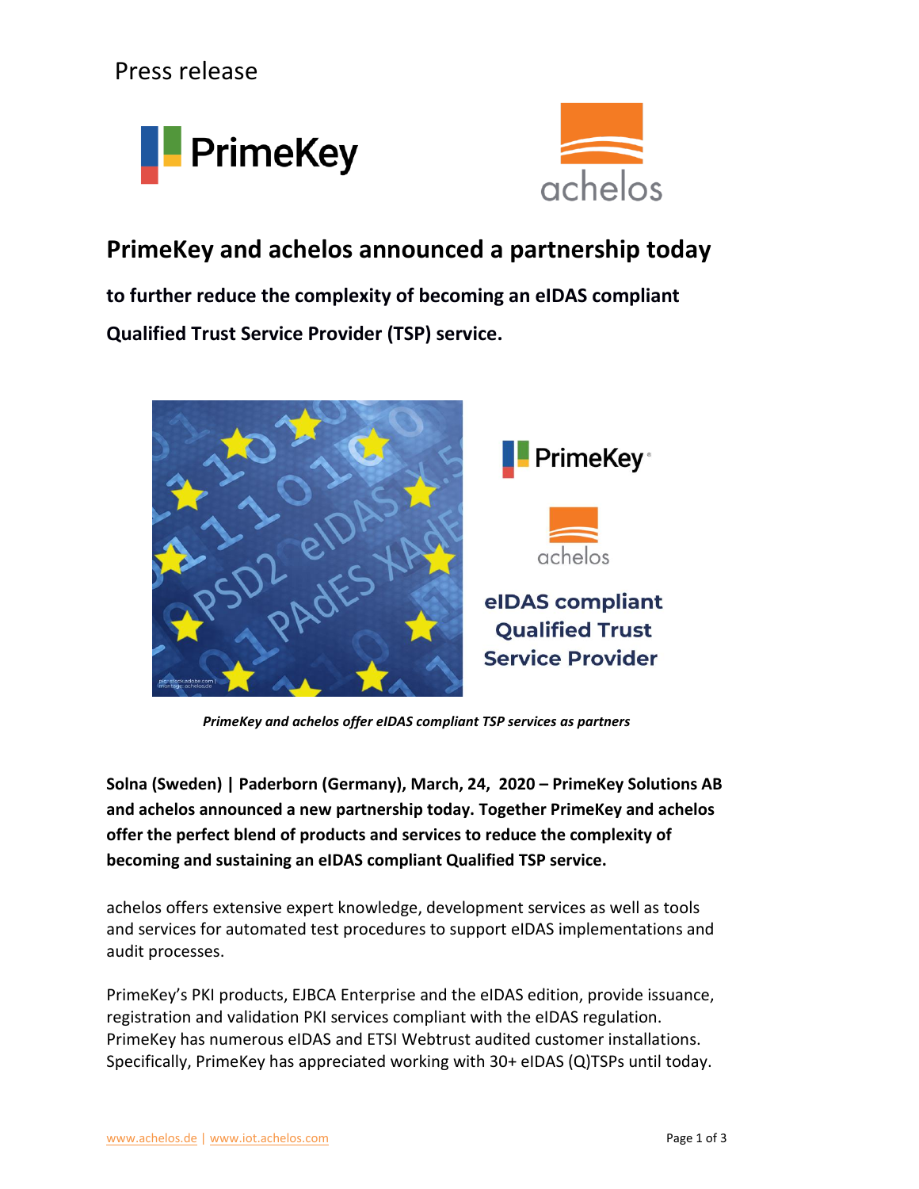Press release

# PrimeKey and achelos announced a partnership today

**to further reduce the complexity of becoming an eIDAS compliant Qualified Trust Service Provider (TSP) service.**

*PrimeKey and achelos offer eIDAS compliant TSP services as partners*

**Solna (Sweden) | Paderborn (Germany), March, 24, 2020 – PrimeKey Solutions AB and achelos announced a new partnership today. Together PrimeKey and achelos offer the perfect blend of products and services to reduce the complexity of becoming and sustaining an eIDAS compliant Qualified TSP service.**

achelos offers extensive expert knowledge, development services as well as tools and services for automated test procedures to support eIDAS implementations and audit processes.

PrimeKey's PKI products, EJBCA Enterprise and the eIDAS edition, provide issuance, registration and validation PKI services compliant with the eIDAS regulation. PrimeKey has numerous eIDAS and ETSI Webtrust audited customer installations. Specifically, PrimeKey has appreciated working with 30+ eIDAS (Q)TSPs until today.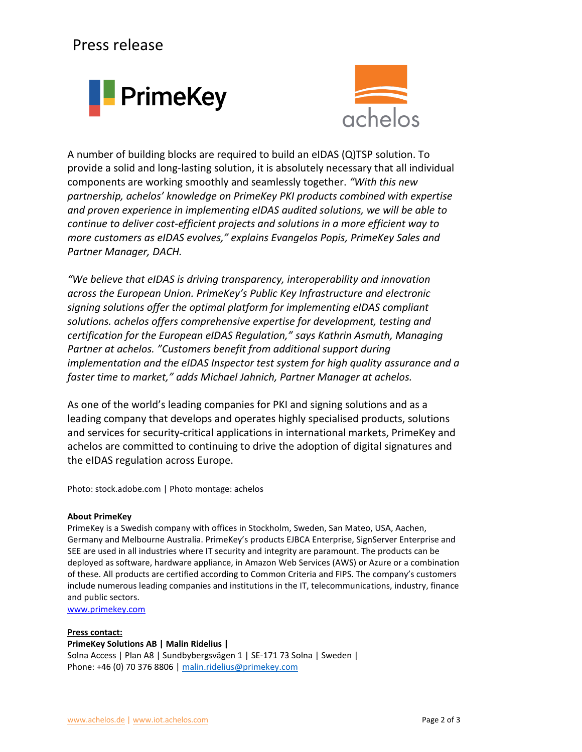Press release

A number of building blocks are required to build an eIDAS (Q)TSP solution. To provide a solid and long-lasting solution, it is absolutely necessary that all individual components are working smoothly and seamlessly together. *"With this new partnership, achelos' knowledge on PrimeKey PKI products combined with expertise and proven experience in implementing eIDAS audited solutions, we will be able to continue to deliver cost-efficient projects and solutions in a more efficient way to more customers as eIDAS evolves," explains Evangelos Popis, PrimeKey Sales and Partner Manager, DACH.*

*"We believe that eIDAS is driving transparency, interoperability and innovation across the European Union. PrimeKey's Public Key Infrastructure and electronic signing solutions offer the optimal platform for implementing eIDAS compliant solutions. achelos offers comprehensive expertise for development, testing and certification for the European eIDAS Regulation," says Kathrin Asmuth, Managing Partner at achelos. "Customers benefit from additional support during implementation and the eIDAS Inspector test system for high quality assurance and a faster time to market," adds Michael Jahnich, Partner Manager at achelos.*

As one of the world's leading companies for PKI and signing solutions and as a leading company that develops and operates highly specialised products, solutions and services for security-critical applications in international markets, PrimeKey and achelos are committed to continuing to drive the adoption of digital signatures and the eIDAS regulation across Europe.

Photo: stock.adobe.com | Photo montage: achelos

**About PrimeKey**
PrimeKey is a Swedish company with offices in Stockholm, Sweden, San Mateo, USA, Aachen, Germany and Melbourne Australia. PrimeKey's products EJBCA Enterprise, SignServer Enterprise and SEE are used in all industries where IT security and integrity are paramount. The products can be deployed as software, hardware appliance, in Amazon Web Services (AWS) or Azure or a combination of these. All products are certified according to Common Criteria and FIPS. The company's customers include numerous leading companies and institutions in the IT, telecommunications, industry, finance and public sectors.
[www.primekey.com](www.primekey.com)

**Press contact:**
**PrimeKey Solutions AB | Malin Ridelius |**
Solna Access | Plan A8 | Sundbybergsvägen 1 | SE-171 73 Solna | Sweden |
Phone: +46 (0) 70 376 8806 | [malin.ridelius@primekey.com](mailto:malin.ridelius@primekey.com)

www.achelos.de | www.iot.achelos.com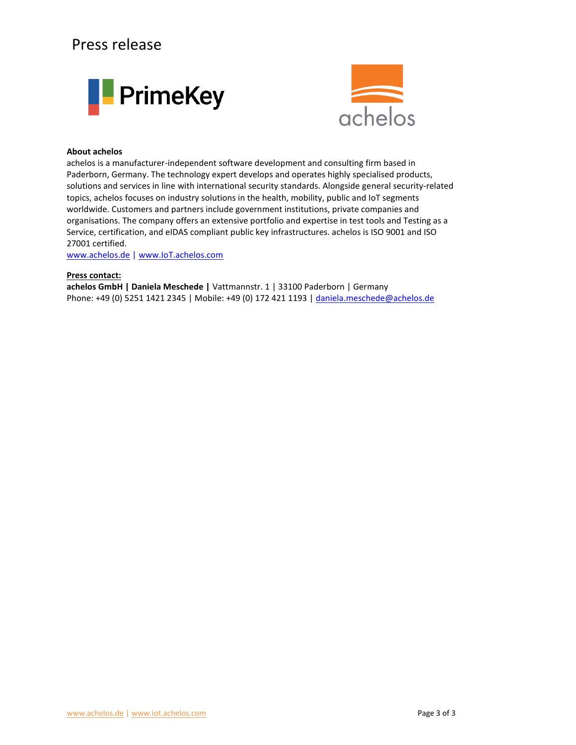# Press release

**About achelos**

achelos is a manufacturer-independent software development and consulting firm based in Paderborn, Germany. The technology expert develops and operates highly specialised products, solutions and services in line with international security standards. Alongside general security-related topics, achelos focuses on industry solutions in the health, mobility, public and IoT segments worldwide. Customers and partners include government institutions, private companies and organisations. The company offers an extensive portfolio and expertise in test tools and Testing as a Service, certification, and eIDAS compliant public key infrastructures. achelos is ISO 9001 and ISO 27001 certified.

www.achelos.de | www.IoT.achelos.com

**Press contact:**

**achelos GmbH | Daniela Meschede |** Vattmannstr. 1 | 33100 Paderborn | Germany
Phone: +49 (0) 5251 1421 2345 | Mobile: +49 (0) 172 421 1193 | daniela.meschede@achelos.de